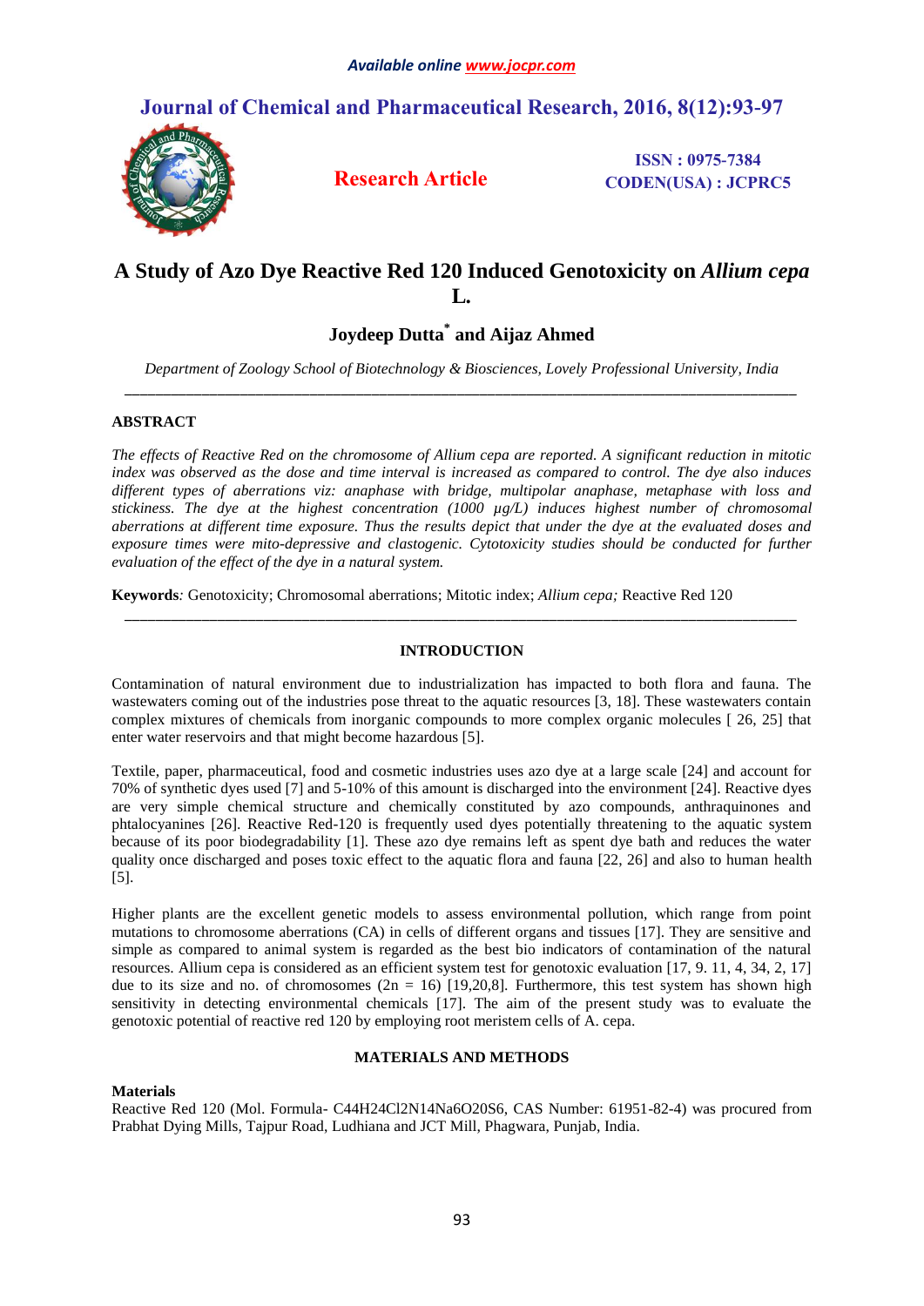# A Study of Azo Dye Reactive Red 120 Induced Genotoxicity on *Allium cepa* L.

**Joydeep Dutta*** **and Aijaz Ahmed**

*Department of Zoology School of Biotechnology & Biosciences, Lovely Professional University, India*

---

## ABSTRACT

*The effects of Reactive Red on the chromosome of Allium cepa are reported. A significant reduction in mitotic index was observed as the dose and time interval is increased as compared to control. The dye also induces different types of aberrations viz: anaphase with bridge, multipolar anaphase, metaphase with loss and stickiness. The dye at the highest concentration (1000 µg/L) induces highest number of chromosomal aberrations at different time exposure. Thus the results depict that under the dye at the evaluated doses and exposure times were mito-depressive and clastogenic. Cytotoxicity studies should be conducted for further evaluation of the effect of the dye in a natural system.*

**Keywords***:* Genotoxicity; Chromosomal aberrations; Mitotic index; *Allium cepa;* Reactive Red 120

---

## INTRODUCTION

Contamination of natural environment due to industrialization has impacted to both flora and fauna. The wastewaters coming out of the industries pose threat to the aquatic resources [3, 18]. These wastewaters contain complex mixtures of chemicals from inorganic compounds to more complex organic molecules [ 26, 25] that enter water reservoirs and that might become hazardous [5].

Textile, paper, pharmaceutical, food and cosmetic industries uses azo dye at a large scale [24] and account for 70% of synthetic dyes used [7] and 5-10% of this amount is discharged into the environment [24]. Reactive dyes are very simple chemical structure and chemically constituted by azo compounds, anthraquinones and phtalocyanines [26]. Reactive Red-120 is frequently used dyes potentially threatening to the aquatic system because of its poor biodegradability [1]. These azo dye remains left as spent dye bath and reduces the water quality once discharged and poses toxic effect to the aquatic flora and fauna [22, 26] and also to human health [5].

Higher plants are the excellent genetic models to assess environmental pollution, which range from point mutations to chromosome aberrations (CA) in cells of different organs and tissues [17]. They are sensitive and simple as compared to animal system is regarded as the best bio indicators of contamination of the natural resources. Allium cepa is considered as an efficient system test for genotoxic evaluation [17, 9. 11, 4, 34, 2, 17] due to its size and no. of chromosomes (2n = 16) [19,20,8]. Furthermore, this test system has shown high sensitivity in detecting environmental chemicals [17]. The aim of the present study was to evaluate the genotoxic potential of reactive red 120 by employing root meristem cells of A. cepa.

## MATERIALS AND METHODS

### Materials

Reactive Red 120 (Mol. Formula- $C_{44}H_{24}Cl_2N_{14}Na_6O_{20}S_6$, CAS Number: 61951-82-4) was procured from Prabhat Dying Mills, Tajpur Road, Ludhiana and JCT Mill, Phagwara, Punjab, India.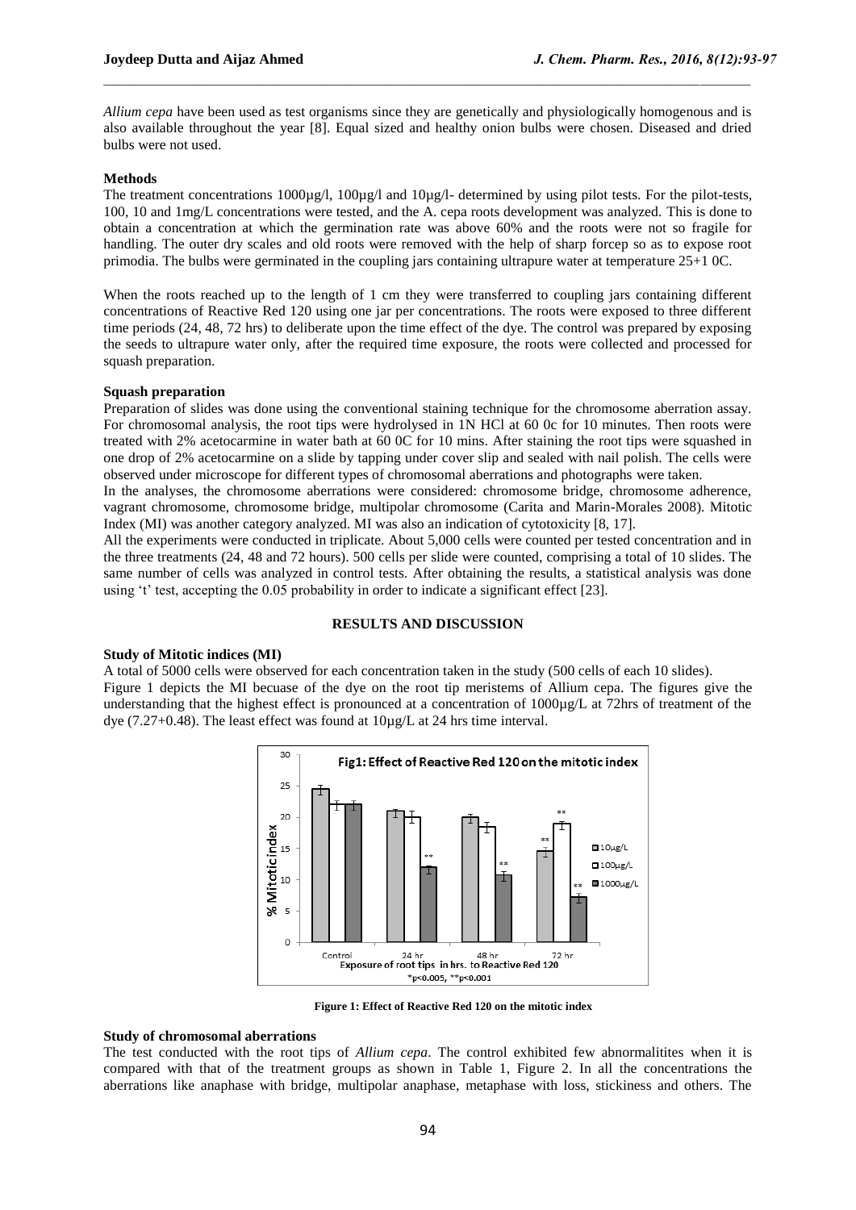*Allium cepa* have been used as test organisms since they are genetically and physiologically homogenous and is also available throughout the year [8]. Equal sized and healthy onion bulbs were chosen. Diseased and dried bulbs were not used.

**Methods**

The treatment concentrations 1000µg/l, 100µg/l and 10µg/l- determined by using pilot tests. For the pilot-tests, 100, 10 and 1mg/L concentrations were tested, and the A. cepa roots development was analyzed. This is done to obtain a concentration at which the germination rate was above 60% and the roots were not so fragile for handling. The outer dry scales and old roots were removed with the help of sharp forcep so as to expose root primodia. The bulbs were germinated in the coupling jars containing ultrapure water at temperature 25+1 0C.

When the roots reached up to the length of 1 cm they were transferred to coupling jars containing different concentrations of Reactive Red 120 using one jar per concentrations. The roots were exposed to three different time periods (24, 48, 72 hrs) to deliberate upon the time effect of the dye. The control was prepared by exposing the seeds to ultrapure water only, after the required time exposure, the roots were collected and processed for squash preparation.

**Squash preparation**

Preparation of slides was done using the conventional staining technique for the chromosome aberration assay. For chromosomal analysis, the root tips were hydrolysed in 1N HCl at 60 0c for 10 minutes. Then roots were treated with 2% acetocarmine in water bath at 60 0C for 10 mins. After staining the root tips were squashed in one drop of 2% acetocarmine on a slide by tapping under cover slip and sealed with nail polish. The cells were observed under microscope for different types of chromosomal aberrations and photographs were taken.

In the analyses, the chromosome aberrations were considered: chromosome bridge, chromosome adherence, vagrant chromosome, chromosome bridge, multipolar chromosome (Carita and Marin-Morales 2008). Mitotic Index (MI) was another category analyzed. MI was also an indication of cytotoxicity [8, 17].

All the experiments were conducted in triplicate. About 5,000 cells were counted per tested concentration and in the three treatments (24, 48 and 72 hours). 500 cells per slide were counted, comprising a total of 10 slides. The same number of cells was analyzed in control tests. After obtaining the results, a statistical analysis was done using 't' test, accepting the 0.05 probability in order to indicate a significant effect [23].

## RESULTS AND DISCUSSION

**Study of Mitotic indices (MI)**

A total of 5000 cells were observed for each concentration taken in the study (500 cells of each 10 slides).

Figure 1 depicts the MI becuase of the dye on the root tip meristems of Allium cepa. The figures give the understanding that the highest effect is pronounced at a concentration of 1000µg/L at 72hrs of treatment of the dye (7.27+0.48). The least effect was found at 10µg/L at 24 hrs time interval.

**Figure 1: Effect of Reactive Red 120 on the mitotic index**

**Study of chromosomal aberrations**

The test conducted with the root tips of *Allium cepa*. The control exhibited few abnormalitites when it is compared with that of the treatment groups as shown in Table 1, Figure 2. In all the concentrations the aberrations like anaphase with bridge, multipolar anaphase, metaphase with loss, stickiness and others. The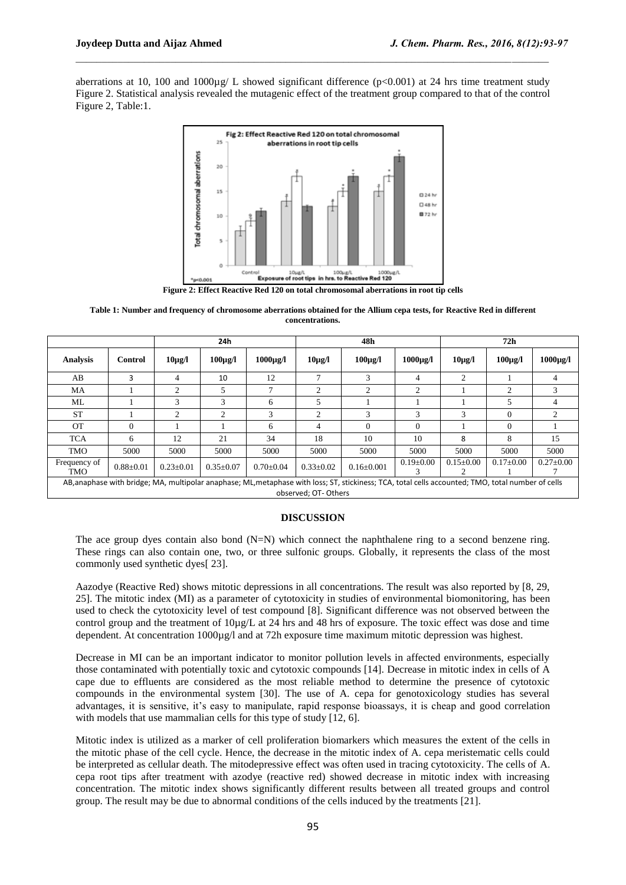aberrations at 10, 100 and 1000µg/ L showed significant difference ($p<0.001$) at 24 hrs time treatment study Figure 2. Statistical analysis revealed the mutagenic effect of the treatment group compared to that of the control Figure 2, Table:1.

**Figure 2: Effect Reactive Red 120 on total chromosomal aberrations in root tip cells**

**Table 1: Number and frequency of chromosome aberrations obtained for the Allium cepa tests, for Reactive Red in different concentrations.**

| | | 24h | | | 48h | | | 72h | | |
|---|---|---|---|---|---|---|---|---|---|---|
| **Analysis** | **Control** | **10µg/l** | **100µg/l** | **1000µg/l** | **10µg/l** | **100µg/l** | **1000µg/l** | **10µg/l** | **100µg/l** | **1000µg/l** |
| AB | 3 | 4 | 10 | 12 | 7 | 3 | 4 | 2 | 1 | 4 |
| MA | 1 | 2 | 5 | 7 | 2 | 2 | 2 | 1 | 2 | 3 |
| ML | 1 | 3 | 3 | 6 | 5 | 1 | 1 | 1 | 5 | 4 |
| ST | 1 | 2 | 2 | 3 | 2 | 3 | 3 | 3 | 0 | 2 |
| OT | 0 | 1 | 1 | 6 | 4 | 0 | 0 | 1 | 0 | 1 |
| TCA | 6 | 12 | 21 | 34 | 18 | 10 | 10 | 8 | 8 | 15 |
| TMO | 5000 | 5000 | 5000 | 5000 | 5000 | 5000 | 5000 | 5000 | 5000 | 5000 |
| Frequency of TMO | 0.88±0.01 | 0.23±0.01 | 0.35±0.07 | 0.70±0.04 | 0.33±0.02 | 0.16±0.001 | 0.19±0.003 | 0.15±0.002 | 0.17±0.001 | 0.27±0.007 |

AB,anaphase with bridge; MA, multipolar anaphase; ML,metaphase with loss; ST, stickiness; TCA, total cells accounted; TMO, total number of cells observed; OT- Others

## DISCUSSION

The ace group dyes contain also bond (N=N) which connect the naphthalene ring to a second benzene ring. These rings can also contain one, two, or three sulfonic groups. Globally, it represents the class of the most commonly used synthetic dyes[ 23].

Aazodye (Reactive Red) shows mitotic depressions in all concentrations. The result was also reported by [8, 29, 25]. The mitotic index (MI) as a parameter of cytotoxicity in studies of environmental biomonitoring, has been used to check the cytotoxicity level of test compound [8]. Significant difference was not observed between the control group and the treatment of 10µg/L at 24 hrs and 48 hrs of exposure. The toxic effect was dose and time dependent. At concentration 1000µg/l and at 72h exposure time maximum mitotic depression was highest.

Decrease in MI can be an important indicator to monitor pollution levels in affected environments, especially those contaminated with potentially toxic and cytotoxic compounds [14]. Decrease in mitotic index in cells of A cape due to effluents are considered as the most reliable method to determine the presence of cytotoxic compounds in the environmental system [30]. The use of A. cepa for genotoxicology studies has several advantages, it is sensitive, it's easy to manipulate, rapid response bioassays, it is cheap and good correlation with models that use mammalian cells for this type of study [12, 6].

Mitotic index is utilized as a marker of cell proliferation biomarkers which measures the extent of the cells in the mitotic phase of the cell cycle. Hence, the decrease in the mitotic index of A. cepa meristematic cells could be interpreted as cellular death. The mitodepressive effect was often used in tracing cytotoxicity. The cells of A. cepa root tips after treatment with azodye (reactive red) showed decrease in mitotic index with increasing concentration. The mitotic index shows significantly different results between all treated groups and control group. The result may be due to abnormal conditions of the cells induced by the treatments [21].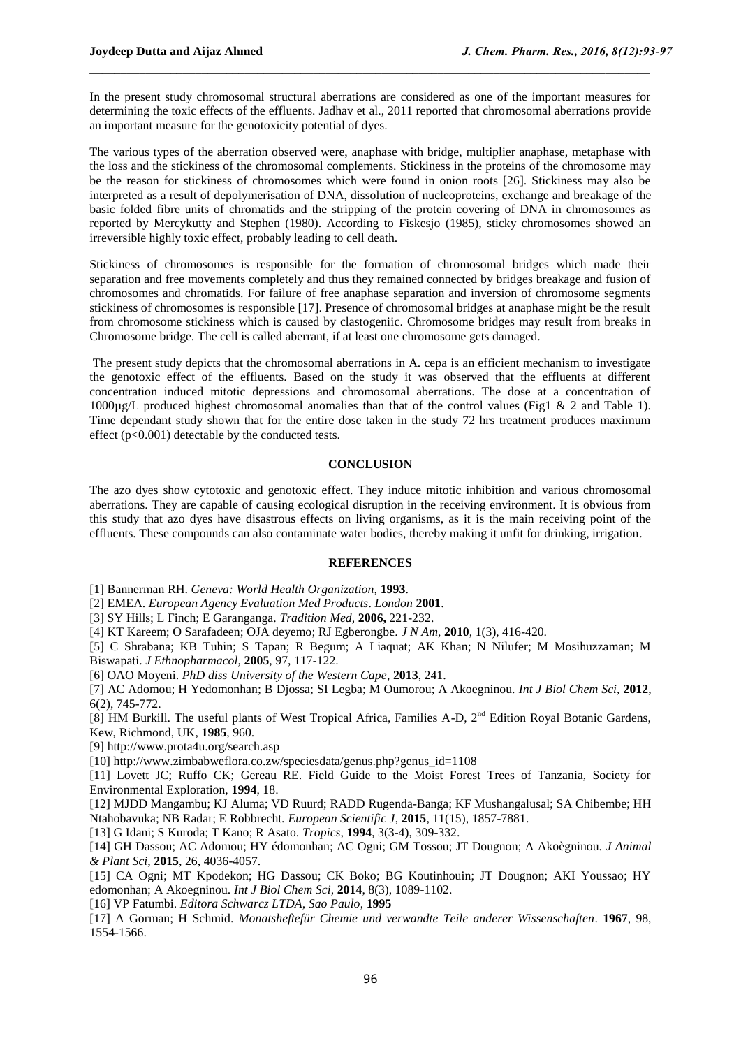In the present study chromosomal structural aberrations are considered as one of the important measures for determining the toxic effects of the effluents. Jadhav et al., 2011 reported that chromosomal aberrations provide an important measure for the genotoxicity potential of dyes.

The various types of the aberration observed were, anaphase with bridge, multiplier anaphase, metaphase with the loss and the stickiness of the chromosomal complements. Stickiness in the proteins of the chromosome may be the reason for stickiness of chromosomes which were found in onion roots [26]. Stickiness may also be interpreted as a result of depolymerisation of DNA, dissolution of nucleoproteins, exchange and breakage of the basic folded fibre units of chromatids and the stripping of the protein covering of DNA in chromosomes as reported by Mercykutty and Stephen (1980). According to Fiskesjo (1985), sticky chromosomes showed an irreversible highly toxic effect, probably leading to cell death.

Stickiness of chromosomes is responsible for the formation of chromosomal bridges which made their separation and free movements completely and thus they remained connected by bridges breakage and fusion of chromosomes and chromatids. For failure of free anaphase separation and inversion of chromosome segments stickiness of chromosomes is responsible [17]. Presence of chromosomal bridges at anaphase might be the result from chromosome stickiness which is caused by clastogeniic. Chromosome bridges may result from breaks in Chromosome bridge. The cell is called aberrant, if at least one chromosome gets damaged.

The present study depicts that the chromosomal aberrations in A. cepa is an efficient mechanism to investigate the genotoxic effect of the effluents. Based on the study it was observed that the effluents at different concentration induced mitotic depressions and chromosomal aberrations. The dose at a concentration of 1000µg/L produced highest chromosomal anomalies than that of the control values (Fig1 & 2 and Table 1). Time dependant study shown that for the entire dose taken in the study 72 hrs treatment produces maximum effect ($p<0.001$) detectable by the conducted tests.

## CONCLUSION

The azo dyes show cytotoxic and genotoxic effect. They induce mitotic inhibition and various chromosomal aberrations. They are capable of causing ecological disruption in the receiving environment. It is obvious from this study that azo dyes have disastrous effects on living organisms, as it is the main receiving point of the effluents. These compounds can also contaminate water bodies, thereby making it unfit for drinking, irrigation.

## REFERENCES

[1] Bannerman RH. *Geneva: World Health Organization,* **1993**.

[2] EMEA. *European Agency Evaluation Med Products*. *London* **2001**.

[3] SY Hills; L Finch; E Garanganga. *Tradition Med,* **2006,** 221-232.

[4] KT Kareem; O Sarafadeen; OJA deyemo; RJ Egberongbe. *J N Am*, **2010**, 1(3), 416-420.

[5] C Shrabana; KB Tuhin; S Tapan; R Begum; A Liaquat; AK Khan; N Nilufer; M Mosihuzzaman; M Biswapati. *J Ethnopharmacol,* **2005**, 97, 117-122.

[6] OAO Moyeni. *PhD diss University of the Western Cape*, **2013**, 241.

[7] AC Adomou; H Yedomonhan; B Djossa; SI Legba; M Oumorou; A Akoegninou. *Int J Biol Chem Sci*, **2012**, 6(2), 745-772.

[8] HM Burkill. The useful plants of West Tropical Africa, Families A-D, 2nd Edition Royal Botanic Gardens, Kew, Richmond, UK, **1985**, 960.

[9] http://www.prota4u.org/search.asp

[10] http://www.zimbabweflora.co.zw/speciesdata/genus.php?genus_id=1108

[11] Lovett JC; Ruffo CK; Gereau RE. Field Guide to the Moist Forest Trees of Tanzania, Society for Environmental Exploration, **1994**, 18.

[12] MJDD Mangambu; KJ Aluma; VD Ruurd; RADD Rugenda-Banga; KF Mushangalusal; SA Chibembe; HH Ntahobavuka; NB Radar; E Robbrecht. *European Scientific J*, **2015**, 11(15), 1857-7881.

[13] G Idani; S Kuroda; T Kano; R Asato. *Tropics,* **1994**, 3(3-4), 309-332.

[14] GH Dassou; AC Adomou; HY édomonhan; AC Ogni; GM Tossou; JT Dougnon; A Akoègninou. *J Animal & Plant Sci*, **2015**, 26, 4036-4057.

[15] CA Ogni; MT Kpodekon; HG Dassou; CK Boko; BG Koutinhouin; JT Dougnon; AKI Youssao; HY edomonhan; A Akoegninou. *Int J Biol Chem Sci,* **2014**, 8(3), 1089-1102.

[16] VP Fatumbi. *Editora Schwarcz LTDA, Sao Paulo*, **1995**

[17] A Gorman; H Schmid. *Monatsheftefür Chemie und verwandte Teile anderer Wissenschaften*. **1967**, 98, 1554-1566.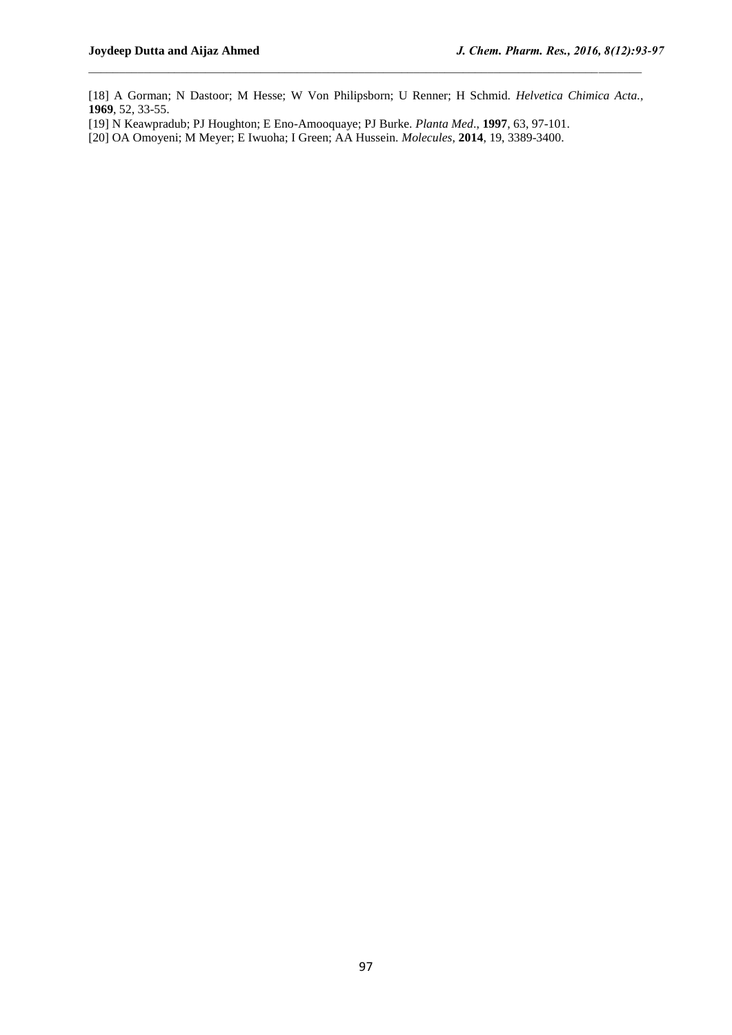[18] A Gorman; N Dastoor; M Hesse; W Von Philipsborn; U Renner; H Schmid. *Helvetica Chimica Acta.,* **1969**, 52, 33-55.

[19] N Keawpradub; PJ Houghton; E Eno-Amooquaye; PJ Burke. *Planta Med*., **1997**, 63, 97-101.

[20] OA Omoyeni; M Meyer; E Iwuoha; I Green; AA Hussein. *Molecules*, **2014**, 19, 3389-3400.